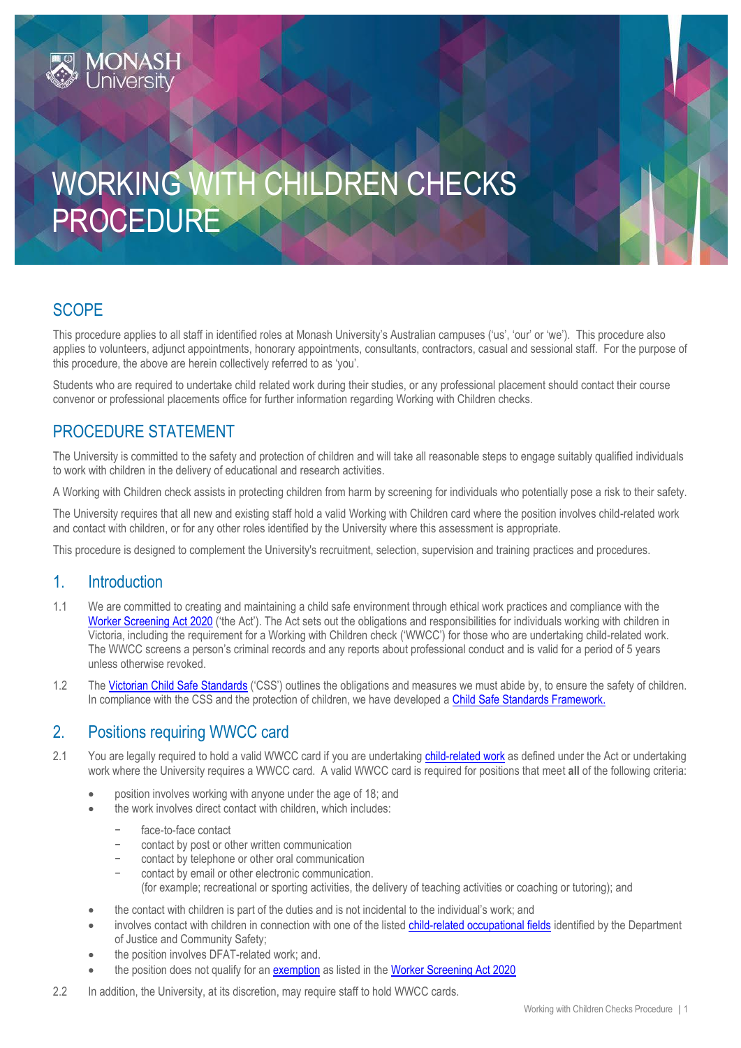# WORKING WITH CHILDREN CHECKS PROCEDURE

## SCOPE

This procedure applies to all staff in identified roles at Monash University's Australian campuses ('us', 'our' or 'we'). This procedure also applies to volunteers, adjunct appointments, honorary appointments, consultants, contractors, casual and sessional staff. For the purpose of this procedure, the above are herein collectively referred to as 'you'.

Students who are required to undertake child related work during their studies, or any professional placement should contact their course convenor or professional placements office for further information regarding Working with Children checks.

## PROCEDURE STATEMENT

The University is committed to the safety and protection of children and will take all reasonable steps to engage suitably qualified individuals to work with children in the delivery of educational and research activities.

A Working with Children check assists in protecting children from harm by screening for individuals who potentially pose a risk to their safety.

The University requires that all new and existing staff hold a valid Working with Children card where the position involves child-related work and contact with children, or for any other roles identified by the University where this assessment is appropriate.

This procedure is designed to complement the University's recruitment, selection, supervision and training practices and procedures.

## 1. Introduction

1.1 We are committed to creating and maintaining a child safe environment through ethical work practices and compliance with the Worker Screening Act 2020 ('the Act'). The Act sets out the obligations and responsibilities for individuals working with children in Victoria, including the requirement for a Working with Children check ('WWCC') for those who are undertaking child-related work. The WWCC screens a person's criminal records and any reports about professional conduct and is valid for a period of 5 years unless otherwise revoked.

1.2 The Victorian Child Safe Standards ('CSS') outlines the obligations and measures we must abide by, to ensure the safety of children. In compliance with the CSS and the protection of children, we have developed a Child Safe Standards Framework.

## 2. Positions requiring WWCC card

2.1 You are legally required to hold a valid WWCC card if you are undertaking child-related work as defined under the Act or undertaking work where the University requires a WWCC card. A valid WWCC card is required for positions that meet **all** of the following criteria:

- position involves working with anyone under the age of 18; and
- the work involves direct contact with children, which includes:
  - face-to-face contact
  - contact by post or other written communication
  - contact by telephone or other oral communication
  - contact by email or other electronic communication.
  
    (for example; recreational or sporting activities, the delivery of teaching activities or coaching or tutoring); and
- the contact with children is part of the duties and is not incidental to the individual's work; and
- involves contact with children in connection with one of the listed child-related occupational fields identified by the Department of Justice and Community Safety;
- the position involves DFAT-related work; and.
- the position does not qualify for an exemption as listed in the Worker Screening Act 2020

2.2 In addition, the University, at its discretion, may require staff to hold WWCC cards.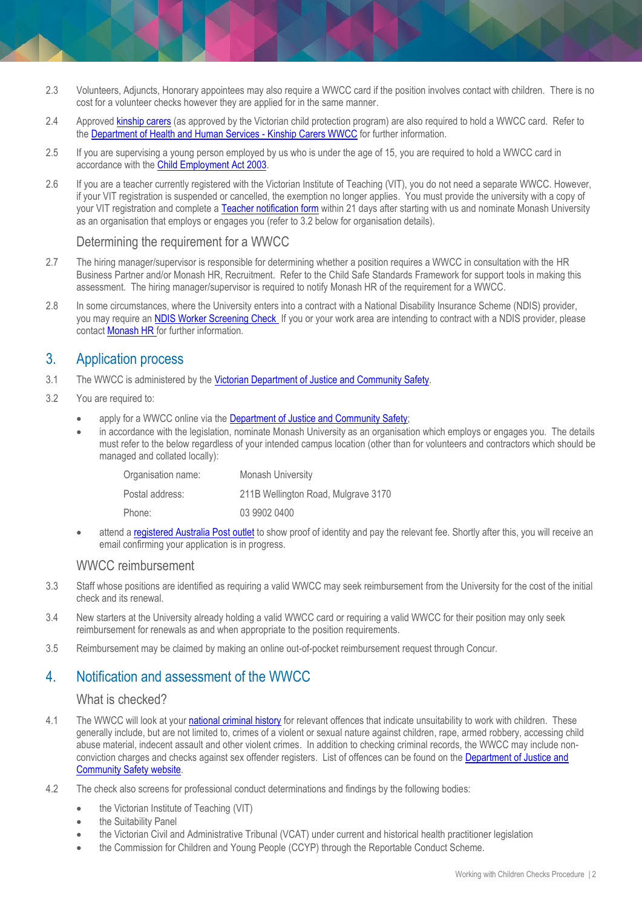2.3 Volunteers, Adjuncts, Honorary appointees may also require a WWCC card if the position involves contact with children. There is no cost for a volunteer checks however they are applied for in the same manner.

2.4 Approved kinship carers (as approved by the Victorian child protection program) are also required to hold a WWCC card. Refer to the Department of Health and Human Services - Kinship Carers WWCC for further information.

2.5 If you are supervising a young person employed by us who is under the age of 15, you are required to hold a WWCC card in accordance with the Child Employment Act 2003.

2.6 If you are a teacher currently registered with the Victorian Institute of Teaching (VIT), you do not need a separate WWCC. However, if your VIT registration is suspended or cancelled, the exemption no longer applies. You must provide the university with a copy of your VIT registration and complete a Teacher notification form within 21 days after starting with us and nominate Monash University as an organisation that employs or engages you (refer to 3.2 below for organisation details).

### Determining the requirement for a WWCC

2.7 The hiring manager/supervisor is responsible for determining whether a position requires a WWCC in consultation with the HR Business Partner and/or Monash HR, Recruitment. Refer to the Child Safe Standards Framework for support tools in making this assessment. The hiring manager/supervisor is required to notify Monash HR of the requirement for a WWCC.

2.8 In some circumstances, where the University enters into a contract with a National Disability Insurance Scheme (NDIS) provider, you may require an NDIS Worker Screening Check If you or your work area are intending to contract with a NDIS provider, please contact Monash HR for further information.

## 3. Application process

3.1 The WWCC is administered by the Victorian Department of Justice and Community Safety.

3.2 You are required to:

- apply for a WWCC online via the Department of Justice and Community Safety;
- in accordance with the legislation, nominate Monash University as an organisation which employs or engages you. The details must refer to the below regardless of your intended campus location (other than for volunteers and contractors which should be managed and collated locally):

| | |
|---|---|
| Organisation name: | Monash University |
| Postal address: | 211B Wellington Road, Mulgrave 3170 |
| Phone: | 03 9902 0400 |

- attend a registered Australia Post outlet to show proof of identity and pay the relevant fee. Shortly after this, you will receive an email confirming your application is in progress.

### WWCC reimbursement

3.3 Staff whose positions are identified as requiring a valid WWCC may seek reimbursement from the University for the cost of the initial check and its renewal.

3.4 New starters at the University already holding a valid WWCC card or requiring a valid WWCC for their position may only seek reimbursement for renewals as and when appropriate to the position requirements.

3.5 Reimbursement may be claimed by making an online out-of-pocket reimbursement request through Concur.

## 4. Notification and assessment of the WWCC

### What is checked?

4.1 The WWCC will look at your national criminal history for relevant offences that indicate unsuitability to work with children. These generally include, but are not limited to, crimes of a violent or sexual nature against children, rape, armed robbery, accessing child abuse material, indecent assault and other violent crimes. In addition to checking criminal records, the WWCC may include non-conviction charges and checks against sex offender registers. List of offences can be found on the Department of Justice and Community Safety website.

4.2 The check also screens for professional conduct determinations and findings by the following bodies:

- the Victorian Institute of Teaching (VIT)
- the Suitability Panel
- the Victorian Civil and Administrative Tribunal (VCAT) under current and historical health practitioner legislation
- the Commission for Children and Young People (CCYP) through the Reportable Conduct Scheme.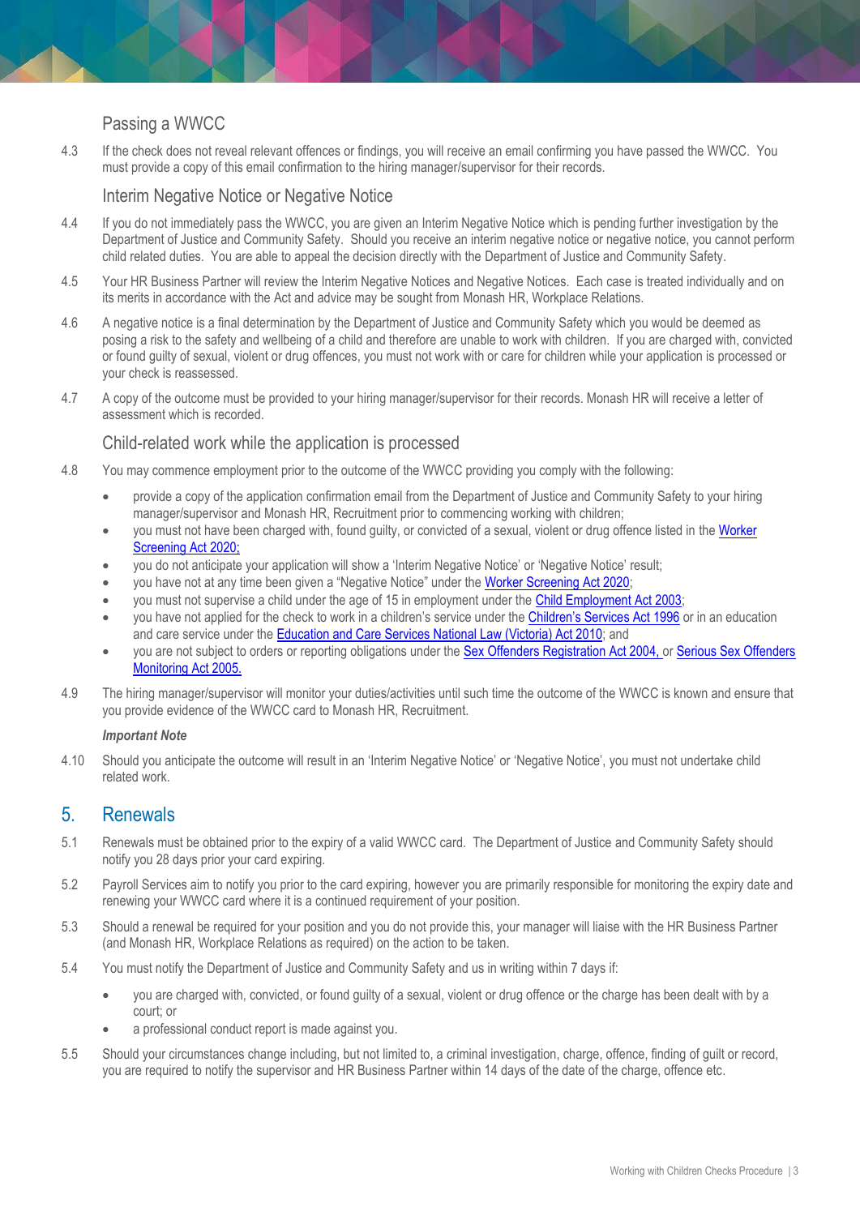### Passing a WWCC

4.3 If the check does not reveal relevant offences or findings, you will receive an email confirming you have passed the WWCC. You must provide a copy of this email confirmation to the hiring manager/supervisor for their records.

### Interim Negative Notice or Negative Notice

4.4 If you do not immediately pass the WWCC, you are given an Interim Negative Notice which is pending further investigation by the Department of Justice and Community Safety. Should you receive an interim negative notice or negative notice, you cannot perform child related duties. You are able to appeal the decision directly with the Department of Justice and Community Safety.

4.5 Your HR Business Partner will review the Interim Negative Notices and Negative Notices. Each case is treated individually and on its merits in accordance with the Act and advice may be sought from Monash HR, Workplace Relations.

4.6 A negative notice is a final determination by the Department of Justice and Community Safety which you would be deemed as posing a risk to the safety and wellbeing of a child and therefore are unable to work with children. If you are charged with, convicted or found guilty of sexual, violent or drug offences, you must not work with or care for children while your application is processed or your check is reassessed.

4.7 A copy of the outcome must be provided to your hiring manager/supervisor for their records. Monash HR will receive a letter of assessment which is recorded.

### Child-related work while the application is processed

4.8 You may commence employment prior to the outcome of the WWCC providing you comply with the following:

- provide a copy of the application confirmation email from the Department of Justice and Community Safety to your hiring manager/supervisor and Monash HR, Recruitment prior to commencing working with children;
- you must not have been charged with, found guilty, or convicted of a sexual, violent or drug offence listed in the Worker Screening Act 2020;
- you do not anticipate your application will show a 'Interim Negative Notice' or 'Negative Notice' result;
- you have not at any time been given a "Negative Notice" under the Worker Screening Act 2020;
- you must not supervise a child under the age of 15 in employment under the Child Employment Act 2003;
- you have not applied for the check to work in a children's service under the Children's Services Act 1996 or in an education and care service under the Education and Care Services National Law (Victoria) Act 2010; and
- you are not subject to orders or reporting obligations under the Sex Offenders Registration Act 2004, or Serious Sex Offenders Monitoring Act 2005.

4.9 The hiring manager/supervisor will monitor your duties/activities until such time the outcome of the WWCC is known and ensure that you provide evidence of the WWCC card to Monash HR, Recruitment.

***Important Note***

4.10 Should you anticipate the outcome will result in an 'Interim Negative Notice' or 'Negative Notice', you must not undertake child related work.

## 5. Renewals

5.1 Renewals must be obtained prior to the expiry of a valid WWCC card. The Department of Justice and Community Safety should notify you 28 days prior your card expiring.

5.2 Payroll Services aim to notify you prior to the card expiring, however you are primarily responsible for monitoring the expiry date and renewing your WWCC card where it is a continued requirement of your position.

5.3 Should a renewal be required for your position and you do not provide this, your manager will liaise with the HR Business Partner (and Monash HR, Workplace Relations as required) on the action to be taken.

5.4 You must notify the Department of Justice and Community Safety and us in writing within 7 days if:

- you are charged with, convicted, or found guilty of a sexual, violent or drug offence or the charge has been dealt with by a court; or
- a professional conduct report is made against you.

5.5 Should your circumstances change including, but not limited to, a criminal investigation, charge, offence, finding of guilt or record, you are required to notify the supervisor and HR Business Partner within 14 days of the date of the charge, offence etc.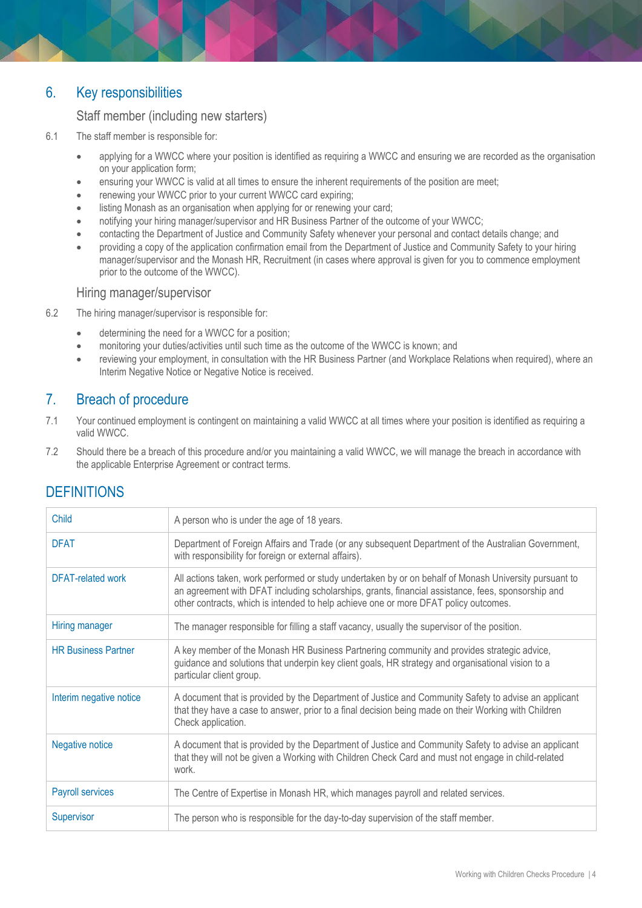## 6. Key responsibilities

### Staff member (including new starters)

6.1 The staff member is responsible for:

- applying for a WWCC where your position is identified as requiring a WWCC and ensuring we are recorded as the organisation on your application form;
- ensuring your WWCC is valid at all times to ensure the inherent requirements of the position are meet;
- renewing your WWCC prior to your current WWCC card expiring;
- listing Monash as an organisation when applying for or renewing your card;
- notifying your hiring manager/supervisor and HR Business Partner of the outcome of your WWCC;
- contacting the Department of Justice and Community Safety whenever your personal and contact details change; and
- providing a copy of the application confirmation email from the Department of Justice and Community Safety to your hiring manager/supervisor and the Monash HR, Recruitment (in cases where approval is given for you to commence employment prior to the outcome of the WWCC).

### Hiring manager/supervisor

6.2 The hiring manager/supervisor is responsible for:

- determining the need for a WWCC for a position;
- monitoring your duties/activities until such time as the outcome of the WWCC is known; and
- reviewing your employment, in consultation with the HR Business Partner (and Workplace Relations when required), where an Interim Negative Notice or Negative Notice is received.

## 7. Breach of procedure

7.1 Your continued employment is contingent on maintaining a valid WWCC at all times where your position is identified as requiring a valid WWCC.

7.2 Should there be a breach of this procedure and/or you maintaining a valid WWCC, we will manage the breach in accordance with the applicable Enterprise Agreement or contract terms.

## DEFINITIONS

| Term | Definition |
|---|---|
| Child | A person who is under the age of 18 years. |
| DFAT | Department of Foreign Affairs and Trade (or any subsequent Department of the Australian Government, with responsibility for foreign or external affairs). |
| DFAT-related work | All actions taken, work performed or study undertaken by or on behalf of Monash University pursuant to an agreement with DFAT including scholarships, grants, financial assistance, fees, sponsorship and other contracts, which is intended to help achieve one or more DFAT policy outcomes. |
| Hiring manager | The manager responsible for filling a staff vacancy, usually the supervisor of the position. |
| HR Business Partner | A key member of the Monash HR Business Partnering community and provides strategic advice, guidance and solutions that underpin key client goals, HR strategy and organisational vision to a particular client group. |
| Interim negative notice | A document that is provided by the Department of Justice and Community Safety to advise an applicant that they have a case to answer, prior to a final decision being made on their Working with Children Check application. |
| Negative notice | A document that is provided by the Department of Justice and Community Safety to advise an applicant that they will not be given a Working with Children Check Card and must not engage in child-related work. |
| Payroll services | The Centre of Expertise in Monash HR, which manages payroll and related services. |
| Supervisor | The person who is responsible for the day-to-day supervision of the staff member. |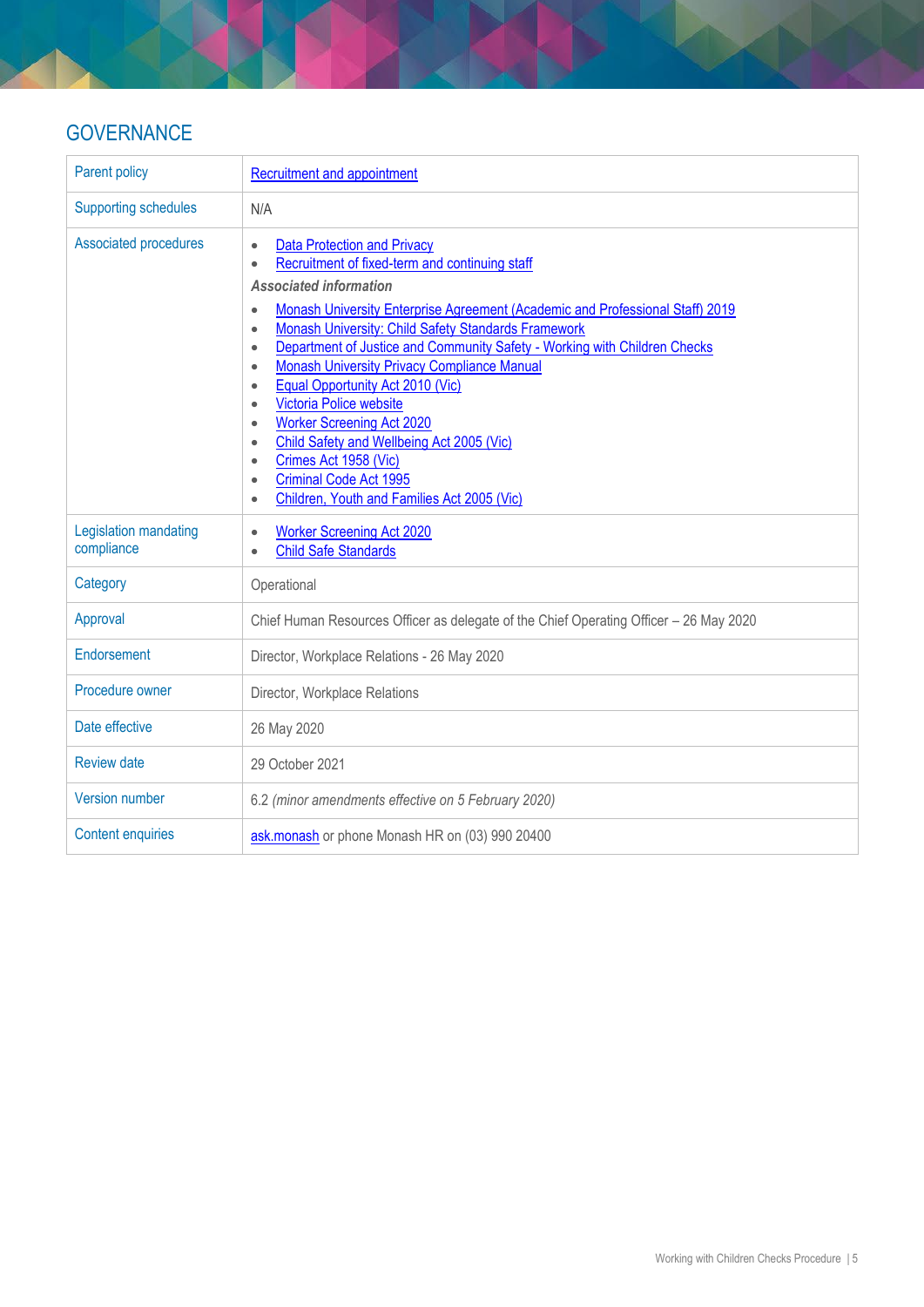## GOVERNANCE

| | |
|---|---|
| Parent policy | Recruitment and appointment |
| Supporting schedules | N/A |
| Associated procedures | • Data Protection and Privacy<br>• Recruitment of fixed-term and continuing staff<br>***Associated information***<br>• Monash University Enterprise Agreement (Academic and Professional Staff) 2019<br>• Monash University: Child Safety Standards Framework<br>• Department of Justice and Community Safety - Working with Children Checks<br>• Monash University Privacy Compliance Manual<br>• Equal Opportunity Act 2010 (Vic)<br>• Victoria Police website<br>• Worker Screening Act 2020<br>• Child Safety and Wellbeing Act 2005 (Vic)<br>• Crimes Act 1958 (Vic)<br>• Criminal Code Act 1995<br>• Children, Youth and Families Act 2005 (Vic) |
| Legislation mandating compliance | • Worker Screening Act 2020<br>• Child Safe Standards |
| Category | Operational |
| Approval | Chief Human Resources Officer as delegate of the Chief Operating Officer – 26 May 2020 |
| Endorsement | Director, Workplace Relations - 26 May 2020 |
| Procedure owner | Director, Workplace Relations |
| Date effective | 26 May 2020 |
| Review date | 29 October 2021 |
| Version number | 6.2 *(minor amendments effective on 5 February 2020)* |
| Content enquiries | ask.monash or phone Monash HR on (03) 990 20400 |